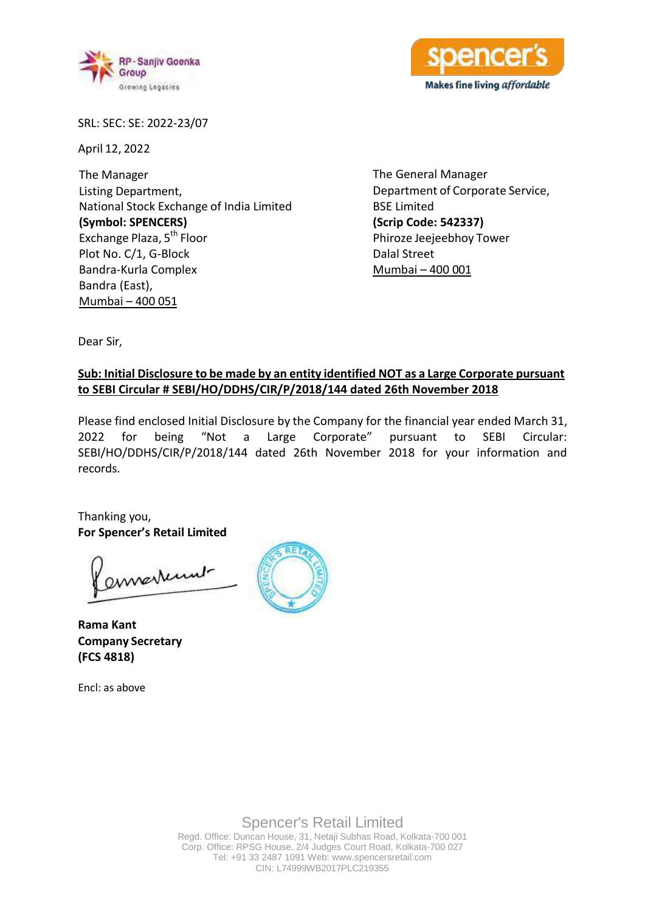SRL: SEC: SE: 2022-23/07

April 12, 2022

The Manager
Listing Department,
National Stock Exchange of India Limited
**(Symbol: SPENCERS)**
Exchange Plaza, 5th Floor
Plot No. C/1, G-Block
Bandra-Kurla Complex
Bandra (East),
Mumbai – 400 051

The General Manager
Department of Corporate Service,
BSE Limited
**(Scrip Code: 542337)**
Phiroze Jeejeebhoy Tower
Dalal Street
Mumbai – 400 001

Dear Sir,

**Sub: Initial Disclosure to be made by an entity identified NOT as a Large Corporate pursuant to SEBI Circular # SEBI/HO/DDHS/CIR/P/2018/144 dated 26th November 2018**

Please find enclosed Initial Disclosure by the Company for the financial year ended March 31, 2022 for being "Not a Large Corporate" pursuant to SEBI Circular: SEBI/HO/DDHS/CIR/P/2018/144 dated 26th November 2018 for your information and records.

Thanking you,
**For Spencer's Retail Limited**

**Rama Kant**
**Company Secretary**
**(FCS 4818)**

Encl: as above

Spencer's Retail Limited
Regd. Office: Duncan House, 31, Netaji Subhas Road, Kolkata-700 001
Corp. Office: RPSG House, 2/4 Judges Court Road, Kolkata-700 027
Tel: +91 33 2487 1091 Web: www.spencersretail.com
CIN: L74999WB2017PLC219355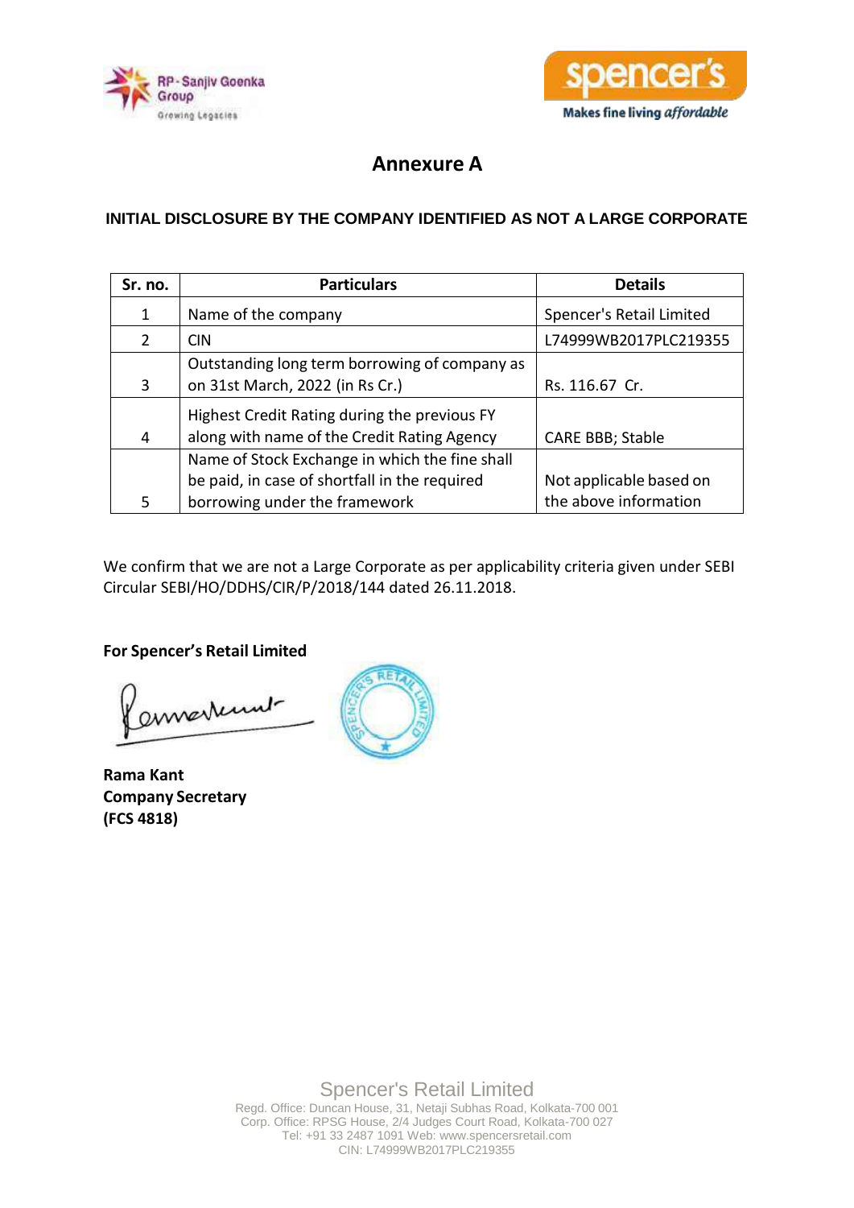# Annexure A

## INITIAL DISCLOSURE BY THE COMPANY IDENTIFIED AS NOT A LARGE CORPORATE

| Sr. no. | Particulars | Details |
|---|---|---|
| 1 | Name of the company | Spencer's Retail Limited |
| 2 | CIN | L74999WB2017PLC219355 |
| 3 | Outstanding long term borrowing of company as on 31st March, 2022 (in Rs Cr.) | Rs. 116.67 Cr. |
| 4 | Highest Credit Rating during the previous FY along with name of the Credit Rating Agency | CARE BBB; Stable |
| 5 | Name of Stock Exchange in which the fine shall be paid, in case of shortfall in the required borrowing under the framework | Not applicable based on the above information |

We confirm that we are not a Large Corporate as per applicability criteria given under SEBI Circular SEBI/HO/DDHS/CIR/P/2018/144 dated 26.11.2018.

**For Spencer's Retail Limited**

**Rama Kant**
**Company Secretary**
**(FCS 4818)**

Spencer's Retail Limited
Regd. Office: Duncan House, 31, Netaji Subhas Road, Kolkata-700 001
Corp. Office: RPSG House, 2/4 Judges Court Road, Kolkata-700 027
Tel: +91 33 2487 1091 Web: www.spencersretail.com
CIN: L74999WB2017PLC219355